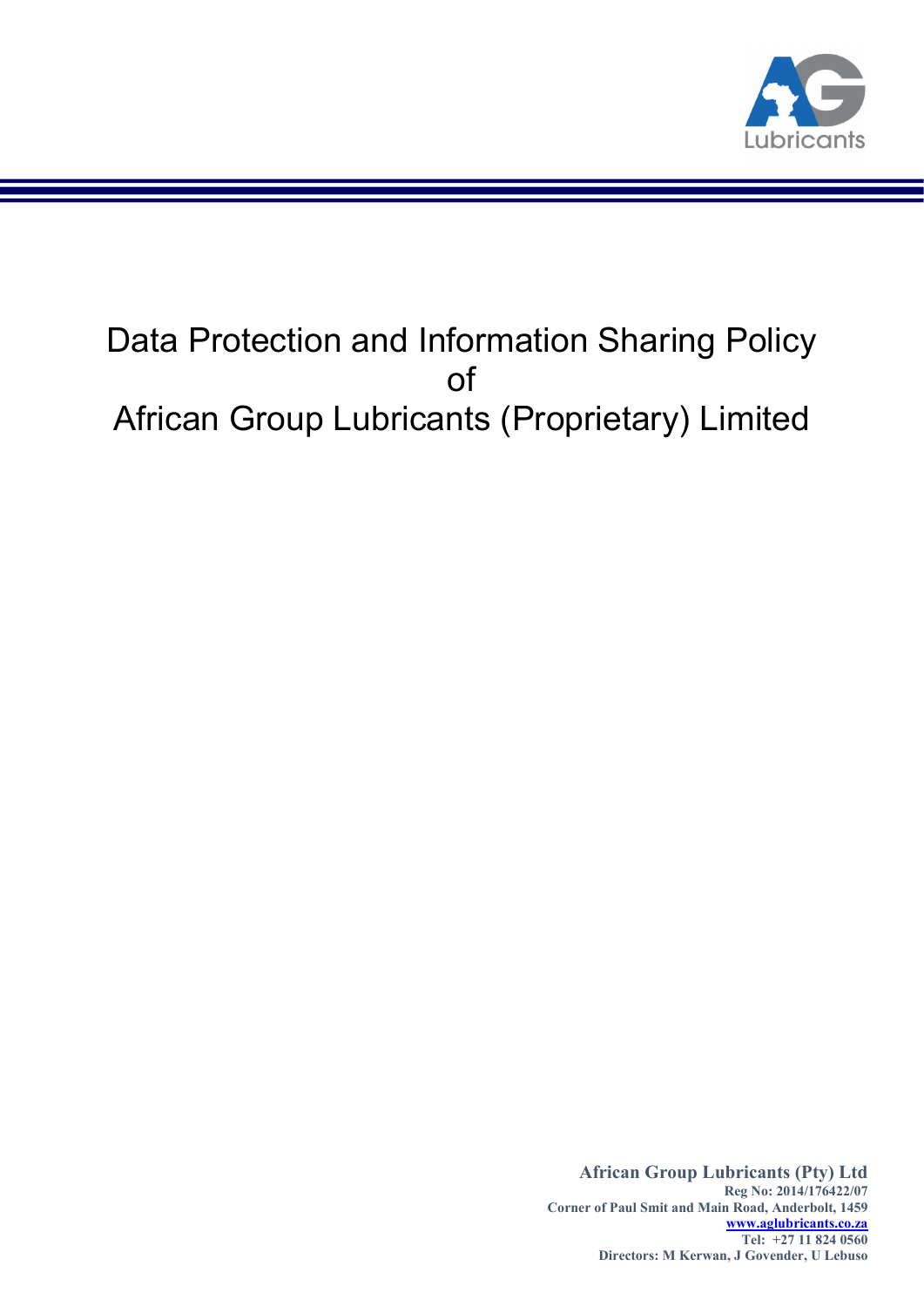# Data Protection and Information Sharing Policy of African Group Lubricants (Proprietary) Limited

**African Group Lubricants (Pty) Ltd**
**Reg No: 2014/176422/07**
**Corner of Paul Smit and Main Road, Anderbolt, 1459**
**www.aglubricants.co.za**
**Tel: +27 11 824 0560**
**Directors: M Kerwan, J Govender, U Lebuso**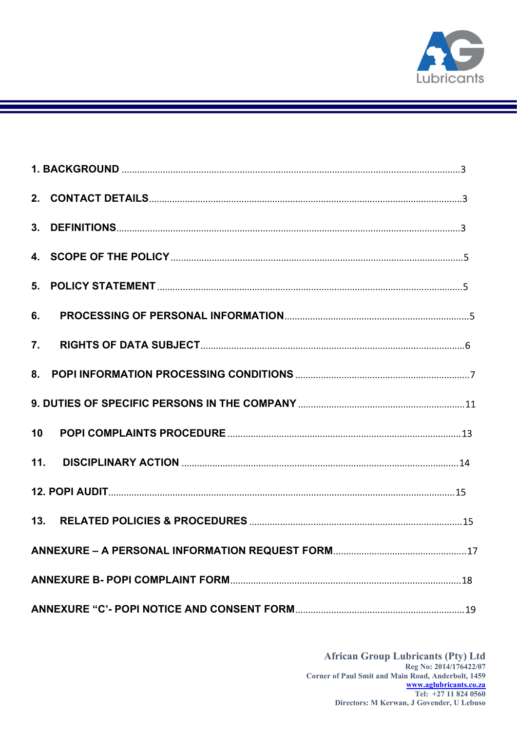| | |
|---|---|
| **1. BACKGROUND** | 3 |
| **2. CONTACT DETAILS** | 3 |
| **3. DEFINITIONS** | 3 |
| **4. SCOPE OF THE POLICY** | 5 |
| **5. POLICY STATEMENT** | 5 |
| **6. PROCESSING OF PERSONAL INFORMATION** | 5 |
| **7. RIGHTS OF DATA SUBJECT** | 6 |
| **8. POPI INFORMATION PROCESSING CONDITIONS** | 7 |
| **9. DUTIES OF SPECIFIC PERSONS IN THE COMPANY** | 11 |
| **10 POPI COMPLAINTS PROCEDURE** | 13 |
| **11. DISCIPLINARY ACTION** | 14 |
| **12. POPI AUDIT** | 15 |
| **13. RELATED POLICIES & PROCEDURES** | 15 |
| **ANNEXURE – A PERSONAL INFORMATION REQUEST FORM** | 17 |
| **ANNEXURE B- POPI COMPLAINT FORM** | 18 |
| **ANNEXURE “C’- POPI NOTICE AND CONSENT FORM** | 19 |

**African Group Lubricants (Pty) Ltd**
Reg No: 2014/176422/07
Corner of Paul Smit and Main Road, Anderbolt, 1459
www.aglubricants.co.za
Tel: +27 11 824 0560
Directors: M Kerwan, J Govender, U Lebuso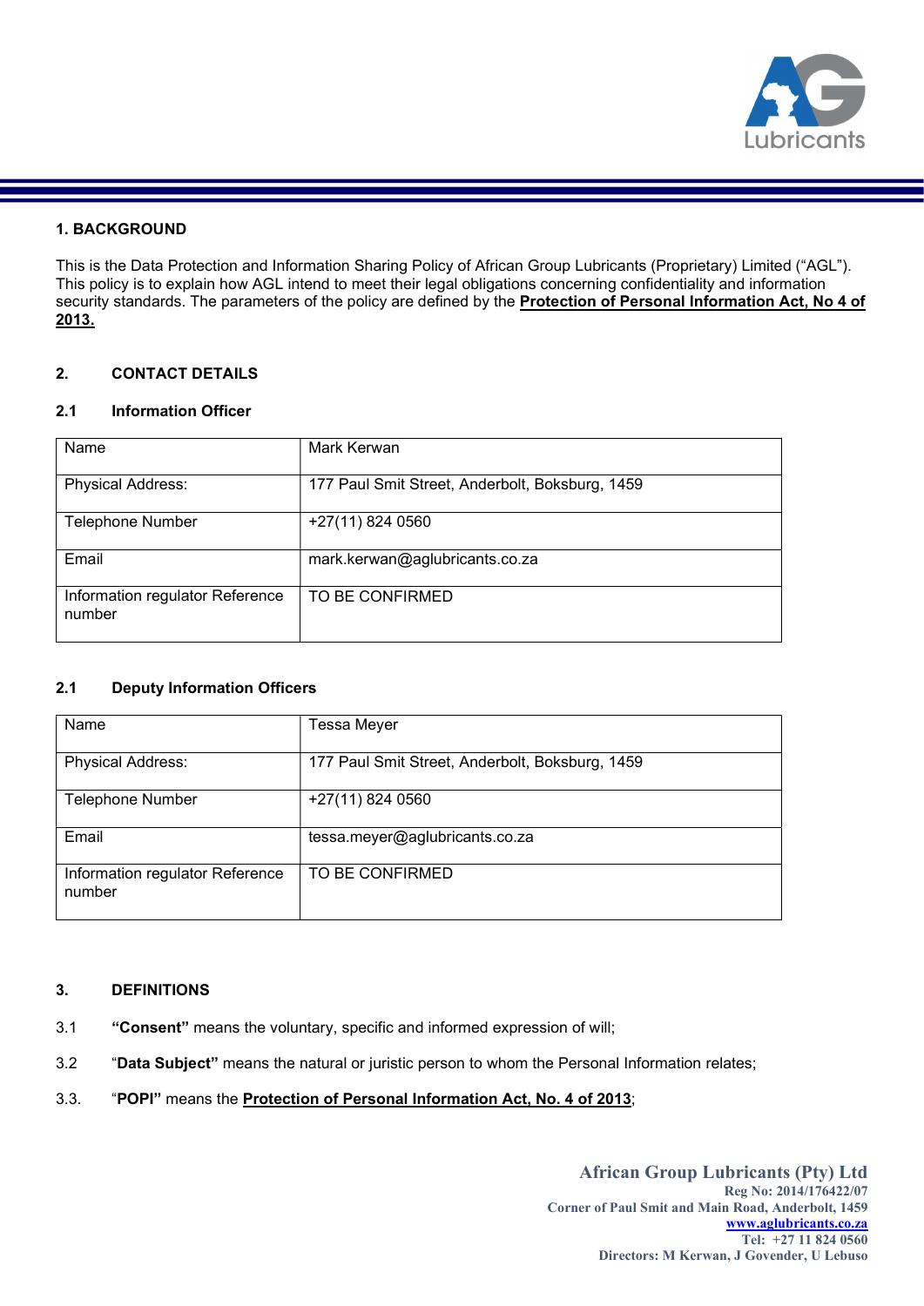## 1. BACKGROUND

This is the Data Protection and Information Sharing Policy of African Group Lubricants (Proprietary) Limited ("AGL"). This policy is to explain how AGL intend to meet their legal obligations concerning confidentiality and information security standards. The parameters of the policy are defined by the **Protection of Personal Information Act, No 4 of 2013.**

## 2. CONTACT DETAILS

### 2.1 Information Officer

| Name | Mark Kerwan |
|---|---|
| Physical Address: | 177 Paul Smit Street, Anderbolt, Boksburg, 1459 |
| Telephone Number | +27(11) 824 0560 |
| Email | mark.kerwan@aglubricants.co.za |
| Information regulator Reference number | TO BE CONFIRMED |

### 2.1 Deputy Information Officers

| Name | Tessa Meyer |
|---|---|
| Physical Address: | 177 Paul Smit Street, Anderbolt, Boksburg, 1459 |
| Telephone Number | +27(11) 824 0560 |
| Email | tessa.meyer@aglubricants.co.za |
| Information regulator Reference number | TO BE CONFIRMED |

## 3. DEFINITIONS

3.1 **"Consent"** means the voluntary, specific and informed expression of will;

3.2 "**Data Subject"** means the natural or juristic person to whom the Personal Information relates;

3.3. "**POPI"** means the **Protection of Personal Information Act, No. 4 of 2013**;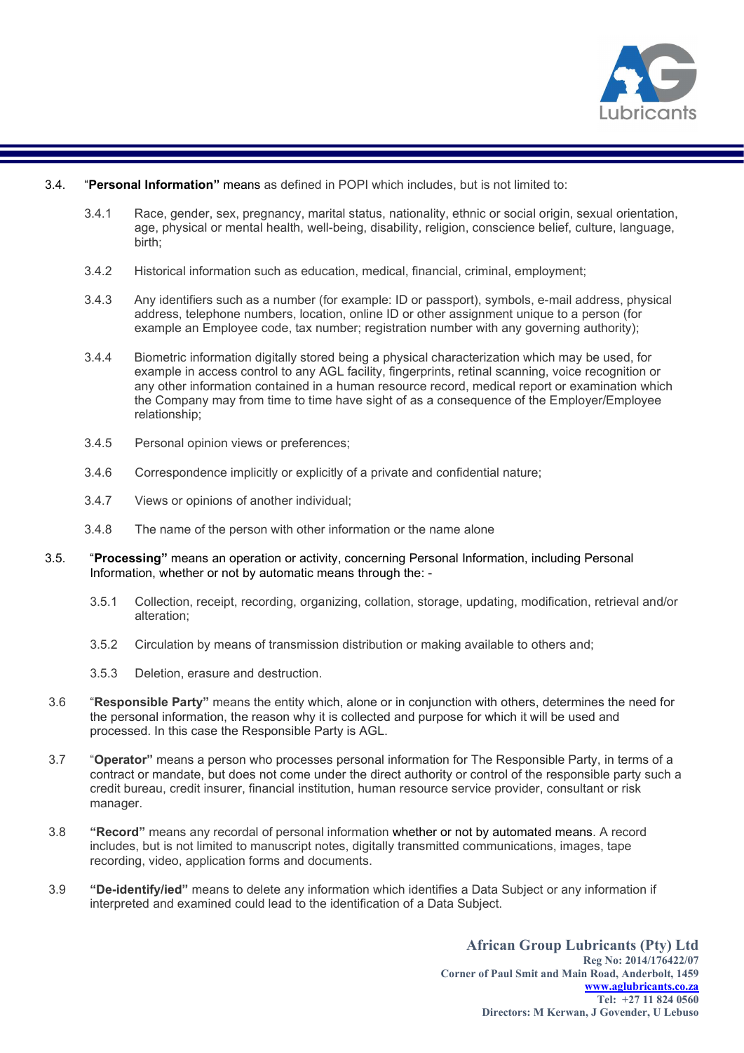3.4. "**Personal Information"** means as defined in POPI which includes, but is not limited to:

3.4.1 Race, gender, sex, pregnancy, marital status, nationality, ethnic or social origin, sexual orientation, age, physical or mental health, well-being, disability, religion, conscience belief, culture, language, birth;

3.4.2 Historical information such as education, medical, financial, criminal, employment;

3.4.3 Any identifiers such as a number (for example: ID or passport), symbols, e-mail address, physical address, telephone numbers, location, online ID or other assignment unique to a person (for example an Employee code, tax number; registration number with any governing authority);

3.4.4 Biometric information digitally stored being a physical characterization which may be used, for example in access control to any AGL facility, fingerprints, retinal scanning, voice recognition or any other information contained in a human resource record, medical report or examination which the Company may from time to time have sight of as a consequence of the Employer/Employee relationship;

3.4.5 Personal opinion views or preferences;

3.4.6 Correspondence implicitly or explicitly of a private and confidential nature;

3.4.7 Views or opinions of another individual;

3.4.8 The name of the person with other information or the name alone

3.5. "**Processing"** means an operation or activity, concerning Personal Information, including Personal Information, whether or not by automatic means through the: -

3.5.1 Collection, receipt, recording, organizing, collation, storage, updating, modification, retrieval and/or alteration;

3.5.2 Circulation by means of transmission distribution or making available to others and;

3.5.3 Deletion, erasure and destruction.

3.6 "**Responsible Party"** means the entity which, alone or in conjunction with others, determines the need for the personal information, the reason why it is collected and purpose for which it will be used and processed. In this case the Responsible Party is AGL.

3.7 "**Operator**" means a person who processes personal information for The Responsible Party, in terms of a contract or mandate, but does not come under the direct authority or control of the responsible party such a credit bureau, credit insurer, financial institution, human resource service provider, consultant or risk manager.

3.8 **"Record"** means any recordal of personal information whether or not by automated means. A record includes, but is not limited to manuscript notes, digitally transmitted communications, images, tape recording, video, application forms and documents.

3.9 **"De-identify/ied"** means to delete any information which identifies a Data Subject or any information if interpreted and examined could lead to the identification of a Data Subject.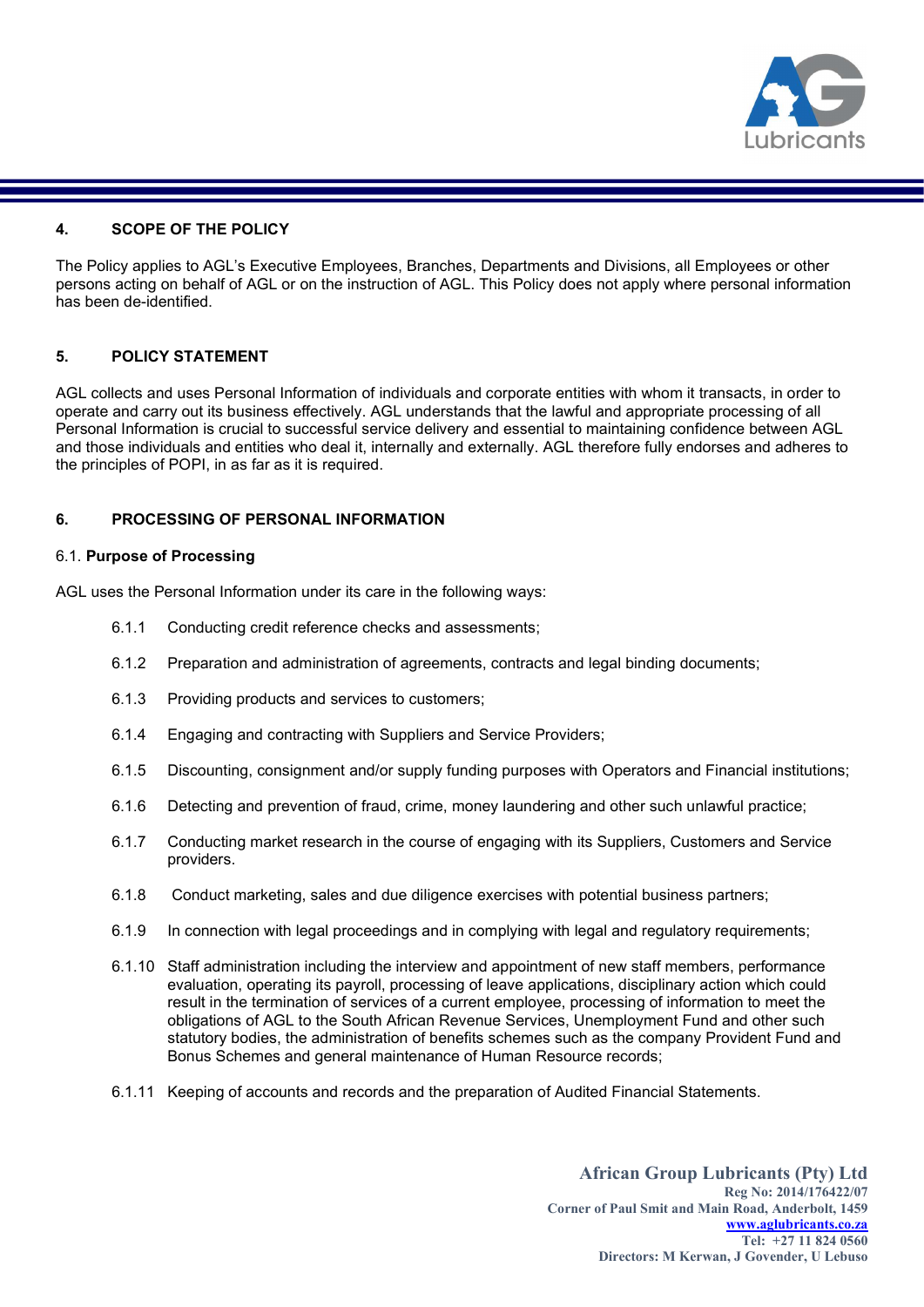## 4. SCOPE OF THE POLICY

The Policy applies to AGL's Executive Employees, Branches, Departments and Divisions, all Employees or other persons acting on behalf of AGL or on the instruction of AGL. This Policy does not apply where personal information has been de-identified.

## 5. POLICY STATEMENT

AGL collects and uses Personal Information of individuals and corporate entities with whom it transacts, in order to operate and carry out its business effectively. AGL understands that the lawful and appropriate processing of all Personal Information is crucial to successful service delivery and essential to maintaining confidence between AGL and those individuals and entities who deal it, internally and externally. AGL therefore fully endorses and adheres to the principles of POPI, in as far as it is required.

## 6. PROCESSING OF PERSONAL INFORMATION

### 6.1. Purpose of Processing

AGL uses the Personal Information under its care in the following ways:

- 6.1.1 Conducting credit reference checks and assessments;
- 6.1.2 Preparation and administration of agreements, contracts and legal binding documents;
- 6.1.3 Providing products and services to customers;
- 6.1.4 Engaging and contracting with Suppliers and Service Providers;
- 6.1.5 Discounting, consignment and/or supply funding purposes with Operators and Financial institutions;
- 6.1.6 Detecting and prevention of fraud, crime, money laundering and other such unlawful practice;
- 6.1.7 Conducting market research in the course of engaging with its Suppliers, Customers and Service providers.
- 6.1.8 Conduct marketing, sales and due diligence exercises with potential business partners;
- 6.1.9 In connection with legal proceedings and in complying with legal and regulatory requirements;
- 6.1.10 Staff administration including the interview and appointment of new staff members, performance evaluation, operating its payroll, processing of leave applications, disciplinary action which could result in the termination of services of a current employee, processing of information to meet the obligations of AGL to the South African Revenue Services, Unemployment Fund and other such statutory bodies, the administration of benefits schemes such as the company Provident Fund and Bonus Schemes and general maintenance of Human Resource records;
- 6.1.11 Keeping of accounts and records and the preparation of Audited Financial Statements.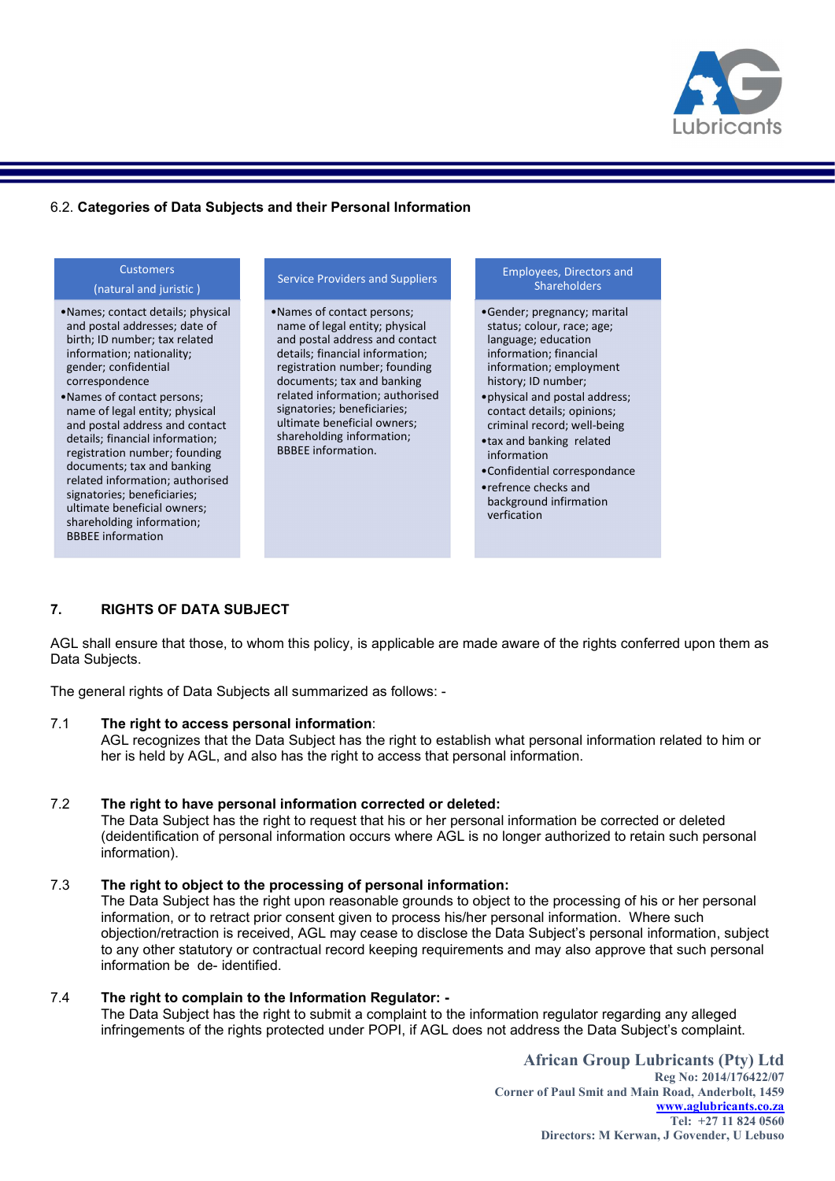6.2. **Categories of Data Subjects and their Personal Information**

| Customers (natural and juristic ) | Service Providers and Suppliers | Employees, Directors and Shareholders |
|---|---|---|
| •Names; contact details; physical and postal addresses; date of birth; ID number; tax related information; nationality; gender; confidential correspondence<br>•Names of contact persons; name of legal entity; physical and postal address and contact details; financial information; registration number; founding documents; tax and banking related information; authorised signatories; beneficiaries; ultimate beneficial owners; shareholding information; BBBEE information | •Names of contact persons; name of legal entity; physical and postal address and contact details; financial information; registration number; founding documents; tax and banking related information; authorised signatories; beneficiaries; ultimate beneficial owners; shareholding information; BBBEE information. | •Gender; pregnancy; marital status; colour, race; age; language; education information; financial information; employment history; ID number;<br>•physical and postal address; contact details; opinions; criminal record; well-being<br>•tax and banking related information<br>•Confidential correspondance<br>•refrence checks and background information verfication |

## 7. RIGHTS OF DATA SUBJECT

AGL shall ensure that those, to whom this policy, is applicable are made aware of the rights conferred upon them as Data Subjects.

The general rights of Data Subjects all summarized as follows: -

7.1 **The right to access personal information**:
AGL recognizes that the Data Subject has the right to establish what personal information related to him or her is held by AGL, and also has the right to access that personal information.

7.2 **The right to have personal information corrected or deleted:**
The Data Subject has the right to request that his or her personal information be corrected or deleted (deidentification of personal information occurs where AGL is no longer authorized to retain such personal information).

7.3 **The right to object to the processing of personal information:**
The Data Subject has the right upon reasonable grounds to object to the processing of his or her personal information, or to retract prior consent given to process his/her personal information. Where such objection/retraction is received, AGL may cease to disclose the Data Subject's personal information, subject to any other statutory or contractual record keeping requirements and may also approve that such personal information be de- identified.

7.4 **The right to complain to the Information Regulator: -**
The Data Subject has the right to submit a complaint to the information regulator regarding any alleged infringements of the rights protected under POPI, if AGL does not address the Data Subject's complaint.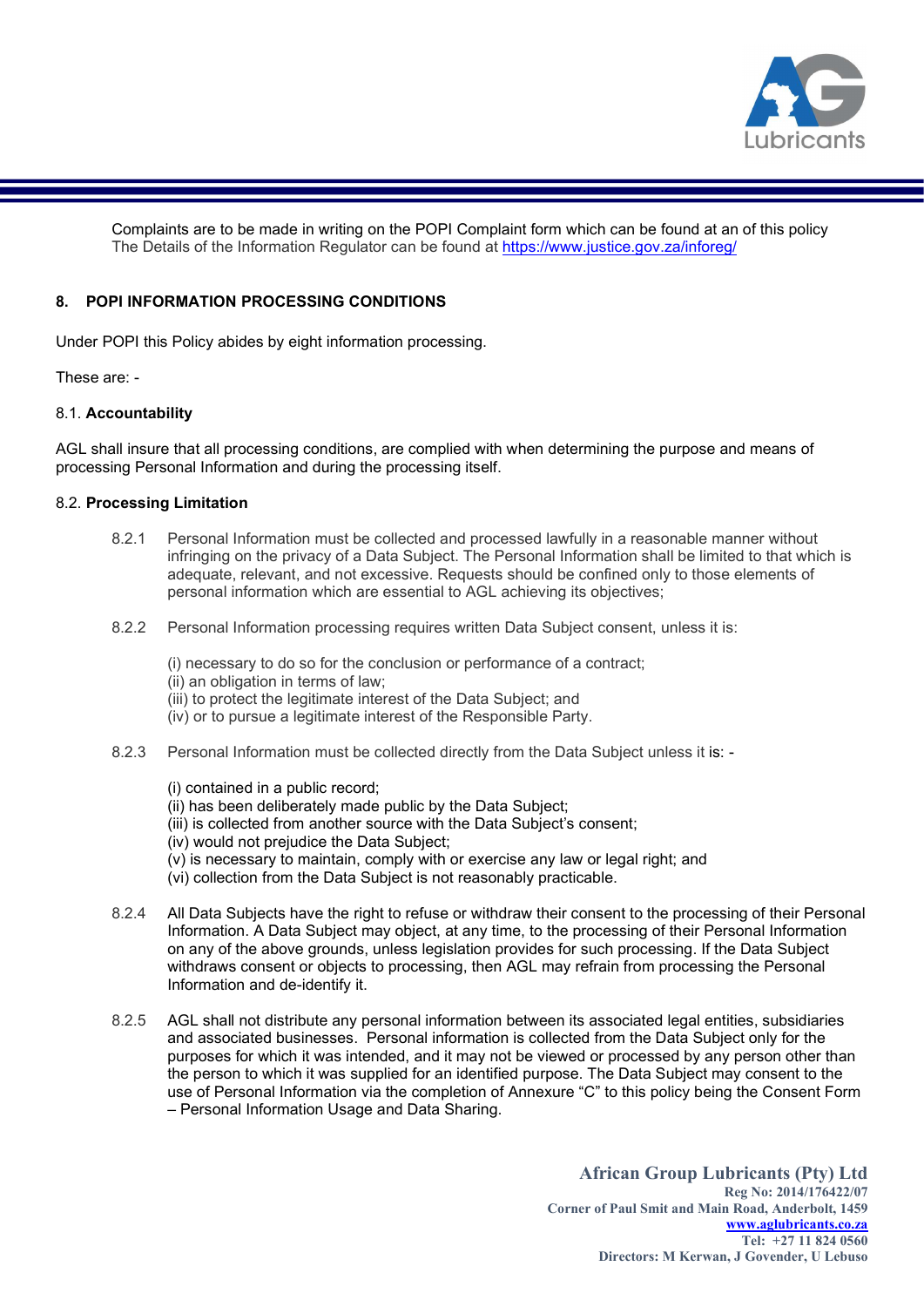Complaints are to be made in writing on the POPI Complaint form which can be found at an of this policy
The Details of the Information Regulator can be found at https://www.justice.gov.za/inforeg/

## 8. POPI INFORMATION PROCESSING CONDITIONS

Under POPI this Policy abides by eight information processing.

These are: -

### 8.1. Accountability

AGL shall insure that all processing conditions, are complied with when determining the purpose and means of processing Personal Information and during the processing itself.

### 8.2. Processing Limitation

8.2.1 Personal Information must be collected and processed lawfully in a reasonable manner without infringing on the privacy of a Data Subject. The Personal Information shall be limited to that which is adequate, relevant, and not excessive. Requests should be confined only to those elements of personal information which are essential to AGL achieving its objectives;

8.2.2 Personal Information processing requires written Data Subject consent, unless it is:

(i) necessary to do so for the conclusion or performance of a contract;
(ii) an obligation in terms of law;
(iii) to protect the legitimate interest of the Data Subject; and
(iv) or to pursue a legitimate interest of the Responsible Party.

8.2.3 Personal Information must be collected directly from the Data Subject unless it is: -

(i) contained in a public record;
(ii) has been deliberately made public by the Data Subject;
(iii) is collected from another source with the Data Subject's consent;
(iv) would not prejudice the Data Subject;
(v) is necessary to maintain, comply with or exercise any law or legal right; and
(vi) collection from the Data Subject is not reasonably practicable.

8.2.4 All Data Subjects have the right to refuse or withdraw their consent to the processing of their Personal Information. A Data Subject may object, at any time, to the processing of their Personal Information on any of the above grounds, unless legislation provides for such processing. If the Data Subject withdraws consent or objects to processing, then AGL may refrain from processing the Personal Information and de-identify it.

8.2.5 AGL shall not distribute any personal information between its associated legal entities, subsidiaries and associated businesses. Personal information is collected from the Data Subject only for the purposes for which it was intended, and it may not be viewed or processed by any person other than the person to which it was supplied for an identified purpose. The Data Subject may consent to the use of Personal Information via the completion of Annexure "C" to this policy being the Consent Form – Personal Information Usage and Data Sharing.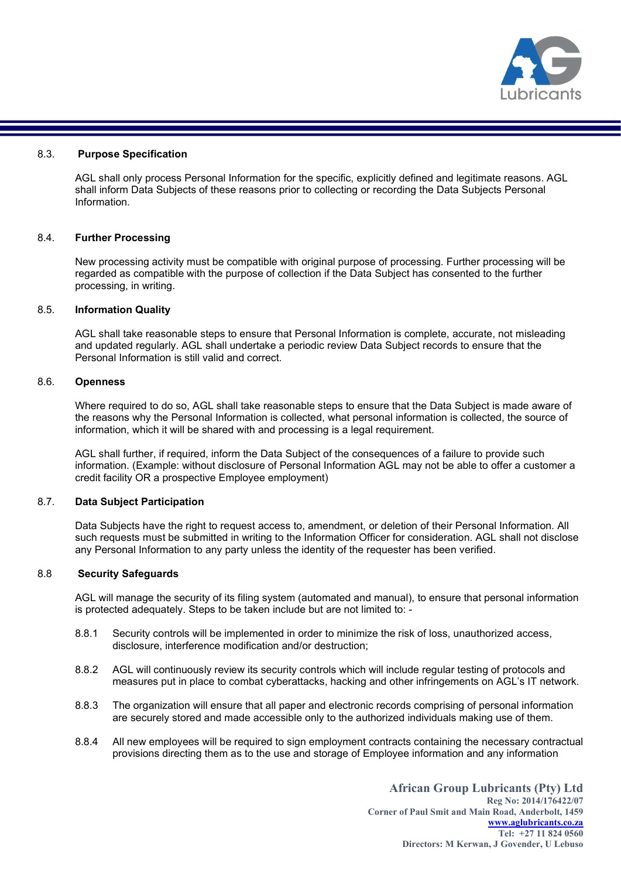### 8.3. Purpose Specification

AGL shall only process Personal Information for the specific, explicitly defined and legitimate reasons. AGL shall inform Data Subjects of these reasons prior to collecting or recording the Data Subjects Personal Information.

### 8.4. Further Processing

New processing activity must be compatible with original purpose of processing. Further processing will be regarded as compatible with the purpose of collection if the Data Subject has consented to the further processing, in writing.

### 8.5. Information Quality

AGL shall take reasonable steps to ensure that Personal Information is complete, accurate, not misleading and updated regularly. AGL shall undertake a periodic review Data Subject records to ensure that the Personal Information is still valid and correct.

### 8.6. Openness

Where required to do so, AGL shall take reasonable steps to ensure that the Data Subject is made aware of the reasons why the Personal Information is collected, what personal information is collected, the source of information, which it will be shared with and processing is a legal requirement.

AGL shall further, if required, inform the Data Subject of the consequences of a failure to provide such information. (Example: without disclosure of Personal Information AGL may not be able to offer a customer a credit facility OR a prospective Employee employment)

### 8.7. Data Subject Participation

Data Subjects have the right to request access to, amendment, or deletion of their Personal Information. All such requests must be submitted in writing to the Information Officer for consideration. AGL shall not disclose any Personal Information to any party unless the identity of the requester has been verified.

### 8.8 Security Safeguards

AGL will manage the security of its filing system (automated and manual), to ensure that personal information is protected adequately. Steps to be taken include but are not limited to: -

8.8.1 Security controls will be implemented in order to minimize the risk of loss, unauthorized access, disclosure, interference modification and/or destruction;

8.8.2 AGL will continuously review its security controls which will include regular testing of protocols and measures put in place to combat cyberattacks, hacking and other infringements on AGL's IT network.

8.8.3 The organization will ensure that all paper and electronic records comprising of personal information are securely stored and made accessible only to the authorized individuals making use of them.

8.8.4 All new employees will be required to sign employment contracts containing the necessary contractual provisions directing them as to the use and storage of Employee information and any information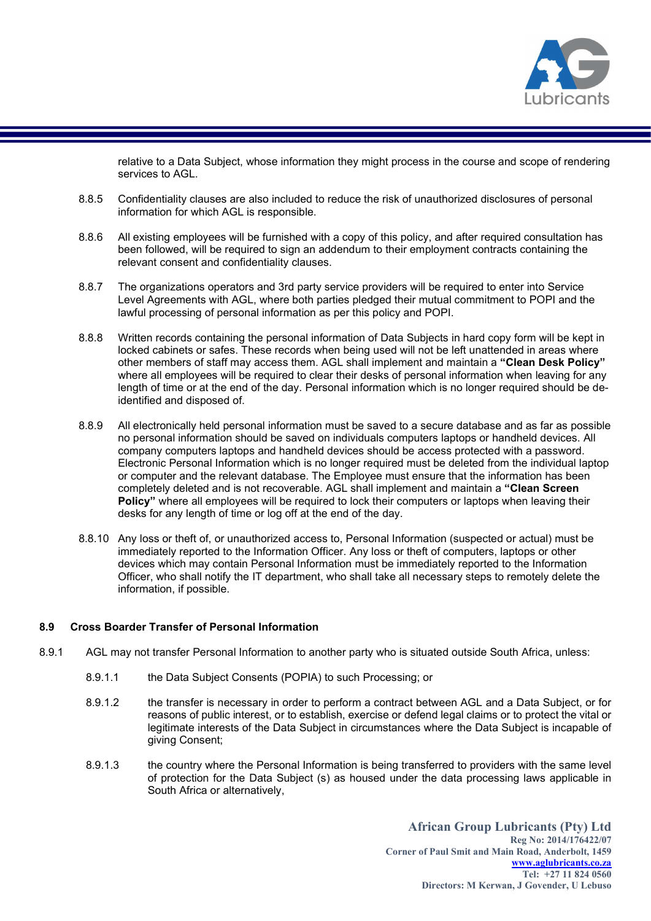relative to a Data Subject, whose information they might process in the course and scope of rendering services to AGL.

8.8.5 Confidentiality clauses are also included to reduce the risk of unauthorized disclosures of personal information for which AGL is responsible.

8.8.6 All existing employees will be furnished with a copy of this policy, and after required consultation has been followed, will be required to sign an addendum to their employment contracts containing the relevant consent and confidentiality clauses.

8.8.7 The organizations operators and 3rd party service providers will be required to enter into Service Level Agreements with AGL, where both parties pledged their mutual commitment to POPI and the lawful processing of personal information as per this policy and POPI.

8.8.8 Written records containing the personal information of Data Subjects in hard copy form will be kept in locked cabinets or safes. These records when being used will not be left unattended in areas where other members of staff may access them. AGL shall implement and maintain a **"Clean Desk Policy"** where all employees will be required to clear their desks of personal information when leaving for any length of time or at the end of the day. Personal information which is no longer required should be de-identified and disposed of.

8.8.9 All electronically held personal information must be saved to a secure database and as far as possible no personal information should be saved on individuals computers laptops or handheld devices. All company computers laptops and handheld devices should be access protected with a password. Electronic Personal Information which is no longer required must be deleted from the individual laptop or computer and the relevant database. The Employee must ensure that the information has been completely deleted and is not recoverable. AGL shall implement and maintain a **"Clean Screen Policy"** where all employees will be required to lock their computers or laptops when leaving their desks for any length of time or log off at the end of the day.

8.8.10 Any loss or theft of, or unauthorized access to, Personal Information (suspected or actual) must be immediately reported to the Information Officer. Any loss or theft of computers, laptops or other devices which may contain Personal Information must be immediately reported to the Information Officer, who shall notify the IT department, who shall take all necessary steps to remotely delete the information, if possible.

**8.9 Cross Boarder Transfer of Personal Information**

8.9.1 AGL may not transfer Personal Information to another party who is situated outside South Africa, unless:

8.9.1.1 the Data Subject Consents (POPIA) to such Processing; or

8.9.1.2 the transfer is necessary in order to perform a contract between AGL and a Data Subject, or for reasons of public interest, or to establish, exercise or defend legal claims or to protect the vital or legitimate interests of the Data Subject in circumstances where the Data Subject is incapable of giving Consent;

8.9.1.3 the country where the Personal Information is being transferred to providers with the same level of protection for the Data Subject (s) as housed under the data processing laws applicable in South Africa or alternatively,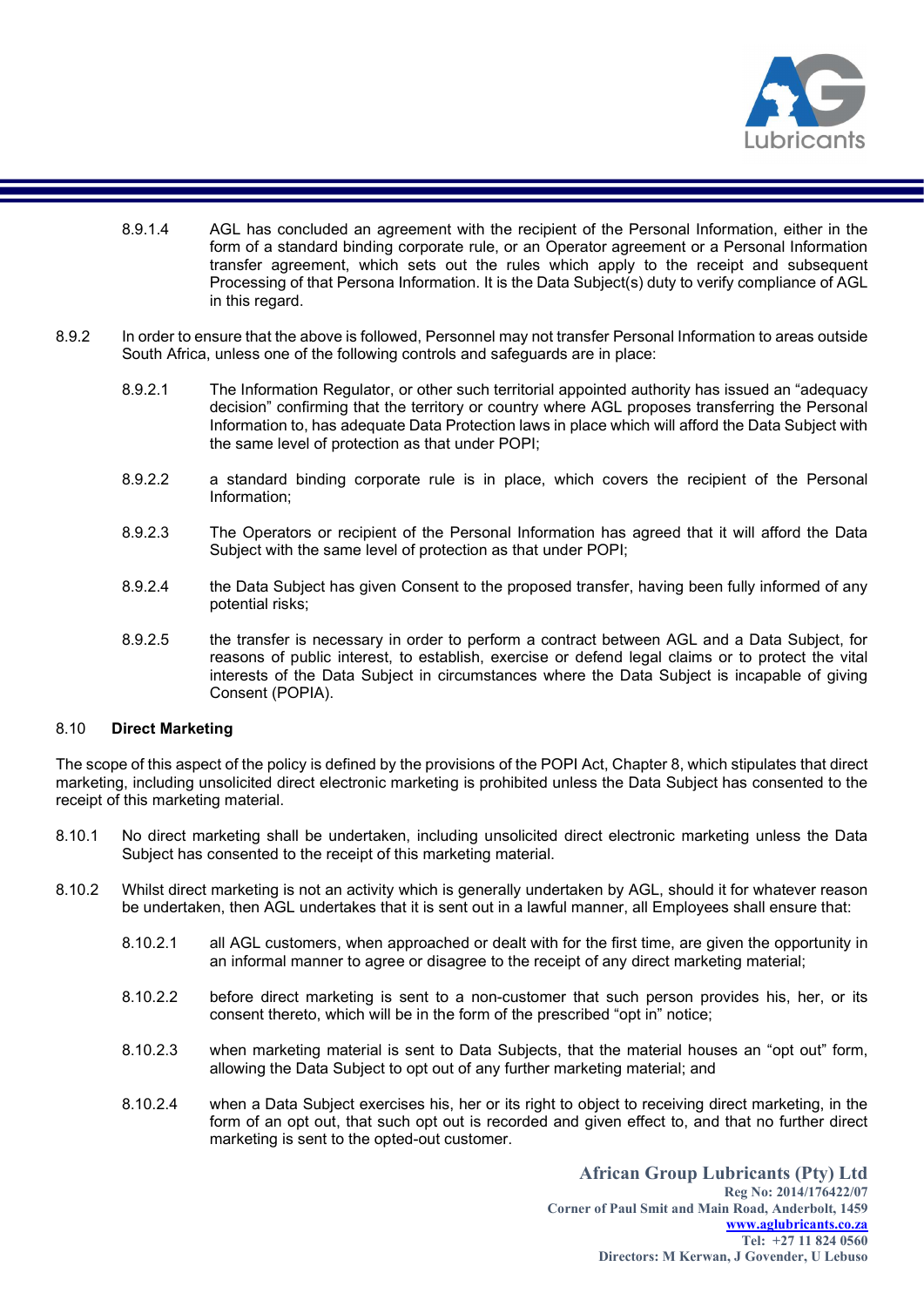8.9.1.4 AGL has concluded an agreement with the recipient of the Personal Information, either in the form of a standard binding corporate rule, or an Operator agreement or a Personal Information transfer agreement, which sets out the rules which apply to the receipt and subsequent Processing of that Persona Information. It is the Data Subject(s) duty to verify compliance of AGL in this regard.

8.9.2 In order to ensure that the above is followed, Personnel may not transfer Personal Information to areas outside South Africa, unless one of the following controls and safeguards are in place:

8.9.2.1 The Information Regulator, or other such territorial appointed authority has issued an "adequacy decision" confirming that the territory or country where AGL proposes transferring the Personal Information to, has adequate Data Protection laws in place which will afford the Data Subject with the same level of protection as that under POPI;

8.9.2.2 a standard binding corporate rule is in place, which covers the recipient of the Personal Information;

8.9.2.3 The Operators or recipient of the Personal Information has agreed that it will afford the Data Subject with the same level of protection as that under POPI;

8.9.2.4 the Data Subject has given Consent to the proposed transfer, having been fully informed of any potential risks;

8.9.2.5 the transfer is necessary in order to perform a contract between AGL and a Data Subject, for reasons of public interest, to establish, exercise or defend legal claims or to protect the vital interests of the Data Subject in circumstances where the Data Subject is incapable of giving Consent (POPIA).

## 8.10 Direct Marketing

The scope of this aspect of the policy is defined by the provisions of the POPI Act, Chapter 8, which stipulates that direct marketing, including unsolicited direct electronic marketing is prohibited unless the Data Subject has consented to the receipt of this marketing material.

8.10.1 No direct marketing shall be undertaken, including unsolicited direct electronic marketing unless the Data Subject has consented to the receipt of this marketing material.

8.10.2 Whilst direct marketing is not an activity which is generally undertaken by AGL, should it for whatever reason be undertaken, then AGL undertakes that it is sent out in a lawful manner, all Employees shall ensure that:

8.10.2.1 all AGL customers, when approached or dealt with for the first time, are given the opportunity in an informal manner to agree or disagree to the receipt of any direct marketing material;

8.10.2.2 before direct marketing is sent to a non-customer that such person provides his, her, or its consent thereto, which will be in the form of the prescribed "opt in" notice;

8.10.2.3 when marketing material is sent to Data Subjects, that the material houses an "opt out" form, allowing the Data Subject to opt out of any further marketing material; and

8.10.2.4 when a Data Subject exercises his, her or its right to object to receiving direct marketing, in the form of an opt out, that such opt out is recorded and given effect to, and that no further direct marketing is sent to the opted-out customer.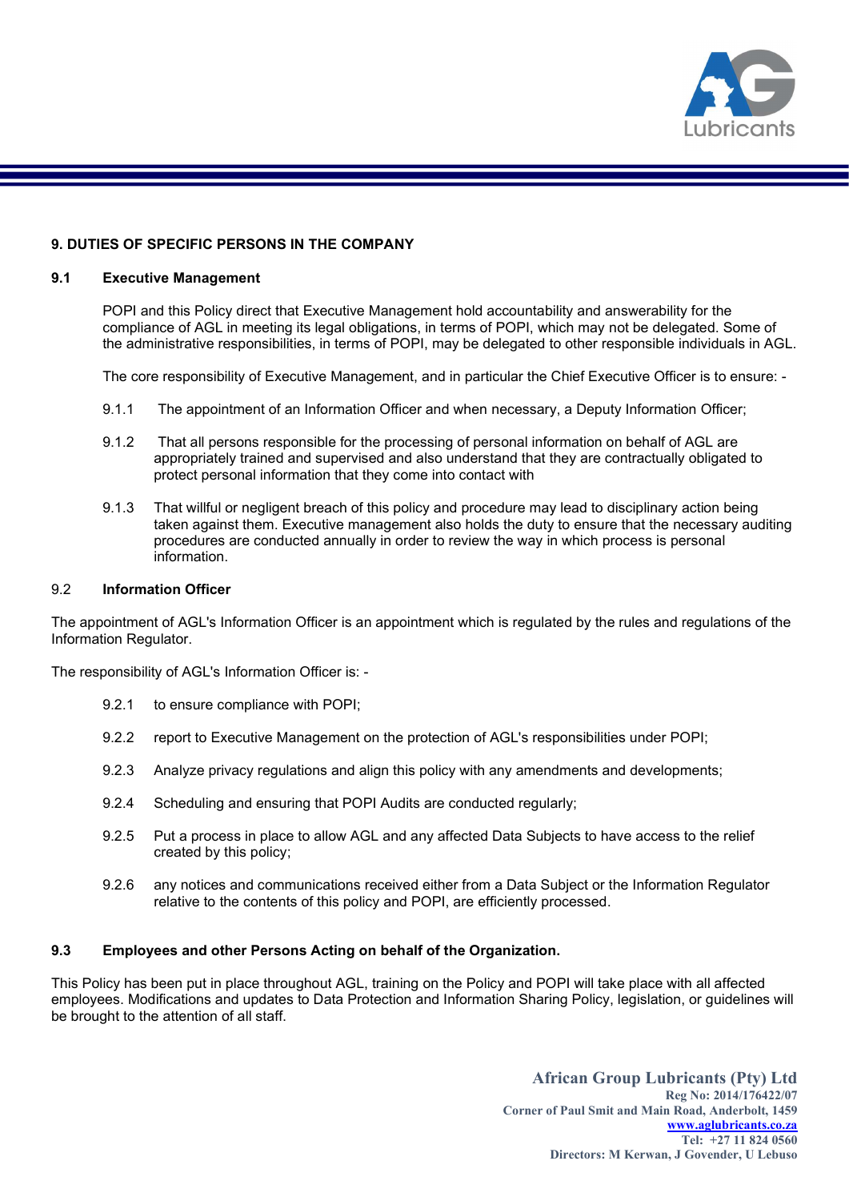## 9. DUTIES OF SPECIFIC PERSONS IN THE COMPANY

### 9.1 Executive Management

POPI and this Policy direct that Executive Management hold accountability and answerability for the compliance of AGL in meeting its legal obligations, in terms of POPI, which may not be delegated. Some of the administrative responsibilities, in terms of POPI, may be delegated to other responsible individuals in AGL.

The core responsibility of Executive Management, and in particular the Chief Executive Officer is to ensure: -

9.1.1 The appointment of an Information Officer and when necessary, a Deputy Information Officer;

9.1.2 That all persons responsible for the processing of personal information on behalf of AGL are appropriately trained and supervised and also understand that they are contractually obligated to protect personal information that they come into contact with

9.1.3 That willful or negligent breach of this policy and procedure may lead to disciplinary action being taken against them. Executive management also holds the duty to ensure that the necessary auditing procedures are conducted annually in order to review the way in which process is personal information.

### 9.2 Information Officer

The appointment of AGL's Information Officer is an appointment which is regulated by the rules and regulations of the Information Regulator.

The responsibility of AGL's Information Officer is: -

9.2.1 to ensure compliance with POPI;

9.2.2 report to Executive Management on the protection of AGL's responsibilities under POPI;

9.2.3 Analyze privacy regulations and align this policy with any amendments and developments;

9.2.4 Scheduling and ensuring that POPI Audits are conducted regularly;

9.2.5 Put a process in place to allow AGL and any affected Data Subjects to have access to the relief created by this policy;

9.2.6 any notices and communications received either from a Data Subject or the Information Regulator relative to the contents of this policy and POPI, are efficiently processed.

### 9.3 Employees and other Persons Acting on behalf of the Organization.

This Policy has been put in place throughout AGL, training on the Policy and POPI will take place with all affected employees. Modifications and updates to Data Protection and Information Sharing Policy, legislation, or guidelines will be brought to the attention of all staff.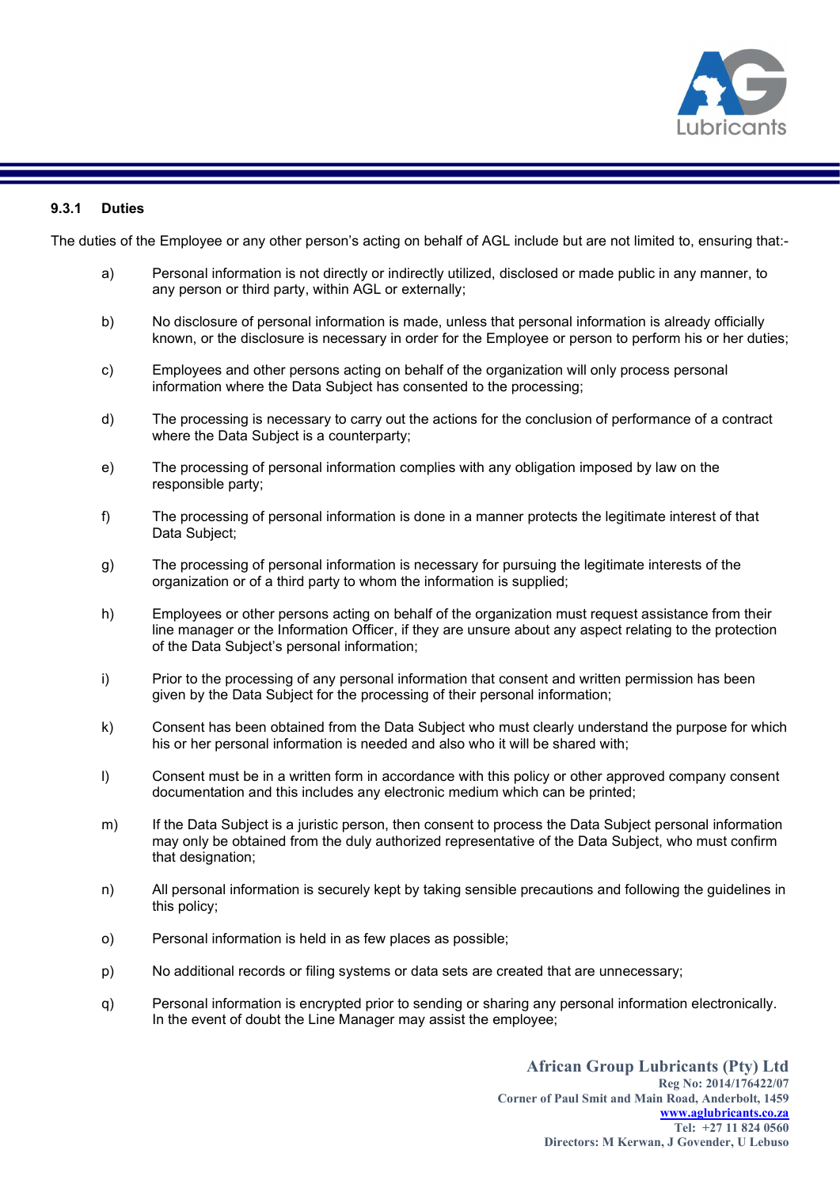### 9.3.1 Duties

The duties of the Employee or any other person's acting on behalf of AGL include but are not limited to, ensuring that:-

a) Personal information is not directly or indirectly utilized, disclosed or made public in any manner, to any person or third party, within AGL or externally;

b) No disclosure of personal information is made, unless that personal information is already officially known, or the disclosure is necessary in order for the Employee or person to perform his or her duties;

c) Employees and other persons acting on behalf of the organization will only process personal information where the Data Subject has consented to the processing;

d) The processing is necessary to carry out the actions for the conclusion of performance of a contract where the Data Subject is a counterparty;

e) The processing of personal information complies with any obligation imposed by law on the responsible party;

f) The processing of personal information is done in a manner protects the legitimate interest of that Data Subject;

g) The processing of personal information is necessary for pursuing the legitimate interests of the organization or of a third party to whom the information is supplied;

h) Employees or other persons acting on behalf of the organization must request assistance from their line manager or the Information Officer, if they are unsure about any aspect relating to the protection of the Data Subject's personal information;

i) Prior to the processing of any personal information that consent and written permission has been given by the Data Subject for the processing of their personal information;

k) Consent has been obtained from the Data Subject who must clearly understand the purpose for which his or her personal information is needed and also who it will be shared with;

l) Consent must be in a written form in accordance with this policy or other approved company consent documentation and this includes any electronic medium which can be printed;

m) If the Data Subject is a juristic person, then consent to process the Data Subject personal information may only be obtained from the duly authorized representative of the Data Subject, who must confirm that designation;

n) All personal information is securely kept by taking sensible precautions and following the guidelines in this policy;

o) Personal information is held in as few places as possible;

p) No additional records or filing systems or data sets are created that are unnecessary;

q) Personal information is encrypted prior to sending or sharing any personal information electronically. In the event of doubt the Line Manager may assist the employee;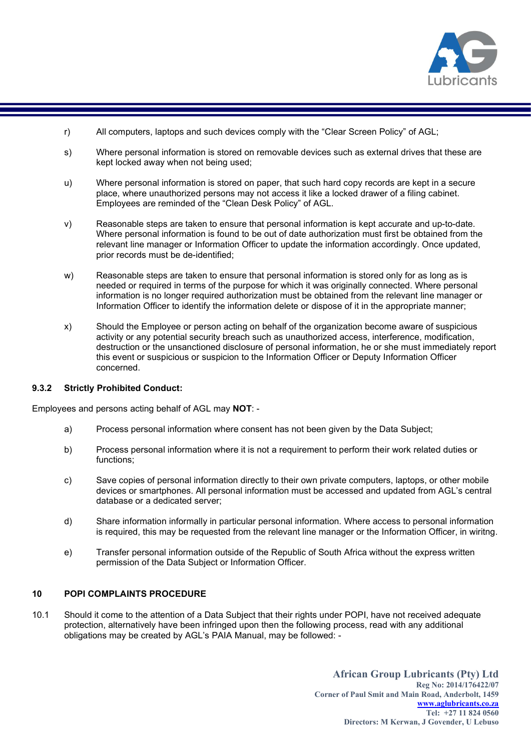r) All computers, laptops and such devices comply with the "Clear Screen Policy" of AGL;

s) Where personal information is stored on removable devices such as external drives that these are kept locked away when not being used;

u) Where personal information is stored on paper, that such hard copy records are kept in a secure place, where unauthorized persons may not access it like a locked drawer of a filing cabinet. Employees are reminded of the "Clean Desk Policy" of AGL.

v) Reasonable steps are taken to ensure that personal information is kept accurate and up-to-date. Where personal information is found to be out of date authorization must first be obtained from the relevant line manager or Information Officer to update the information accordingly. Once updated, prior records must be de-identified;

w) Reasonable steps are taken to ensure that personal information is stored only for as long as is needed or required in terms of the purpose for which it was originally connected. Where personal information is no longer required authorization must be obtained from the relevant line manager or Information Officer to identify the information delete or dispose of it in the appropriate manner;

x) Should the Employee or person acting on behalf of the organization become aware of suspicious activity or any potential security breach such as unauthorized access, interference, modification, destruction or the unsanctioned disclosure of personal information, he or she must immediately report this event or suspicious or suspicion to the Information Officer or Deputy Information Officer concerned.

**9.3.2 Strictly Prohibited Conduct:**

Employees and persons acting behalf of AGL may **NOT**: -

a) Process personal information where consent has not been given by the Data Subject;

b) Process personal information where it is not a requirement to perform their work related duties or functions;

c) Save copies of personal information directly to their own private computers, laptops, or other mobile devices or smartphones. All personal information must be accessed and updated from AGL's central database or a dedicated server;

d) Share information informally in particular personal information. Where access to personal information is required, this may be requested from the relevant line manager or the Information Officer, in wiritng.

e) Transfer personal information outside of the Republic of South Africa without the express written permission of the Data Subject or Information Officer.

**10 POPI COMPLAINTS PROCEDURE**

10.1 Should it come to the attention of a Data Subject that their rights under POPI, have not received adequate protection, alternatively have been infringed upon then the following process, read with any additional obligations may be created by AGL's PAIA Manual, may be followed: -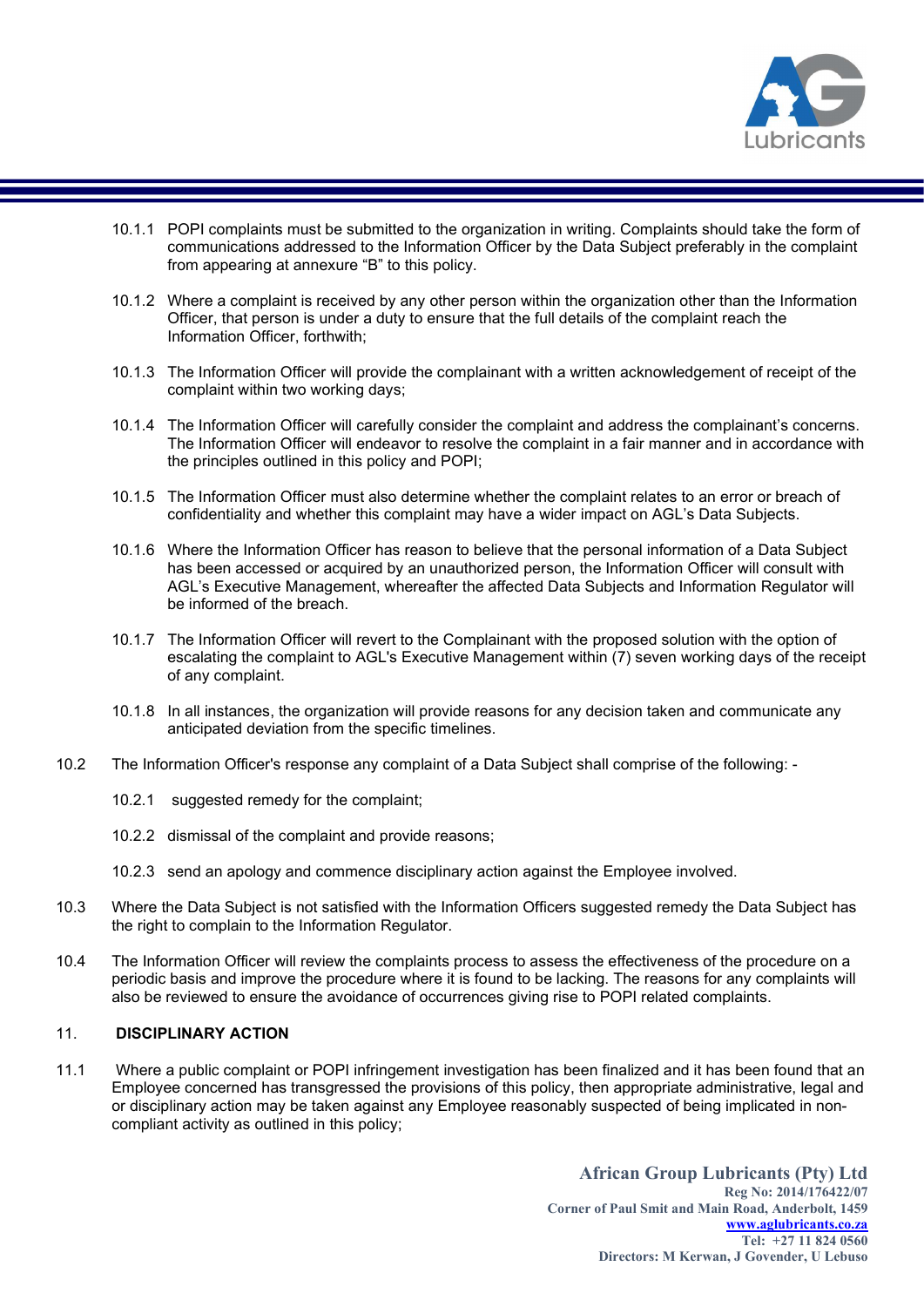10.1.1 POPI complaints must be submitted to the organization in writing. Complaints should take the form of communications addressed to the Information Officer by the Data Subject preferably in the complaint from appearing at annexure "B" to this policy.

10.1.2 Where a complaint is received by any other person within the organization other than the Information Officer, that person is under a duty to ensure that the full details of the complaint reach the Information Officer, forthwith;

10.1.3 The Information Officer will provide the complainant with a written acknowledgement of receipt of the complaint within two working days;

10.1.4 The Information Officer will carefully consider the complaint and address the complainant's concerns. The Information Officer will endeavor to resolve the complaint in a fair manner and in accordance with the principles outlined in this policy and POPI;

10.1.5 The Information Officer must also determine whether the complaint relates to an error or breach of confidentiality and whether this complaint may have a wider impact on AGL's Data Subjects.

10.1.6 Where the Information Officer has reason to believe that the personal information of a Data Subject has been accessed or acquired by an unauthorized person, the Information Officer will consult with AGL's Executive Management, whereafter the affected Data Subjects and Information Regulator will be informed of the breach.

10.1.7 The Information Officer will revert to the Complainant with the proposed solution with the option of escalating the complaint to AGL's Executive Management within (7) seven working days of the receipt of any complaint.

10.1.8 In all instances, the organization will provide reasons for any decision taken and communicate any anticipated deviation from the specific timelines.

10.2 The Information Officer's response any complaint of a Data Subject shall comprise of the following: -

10.2.1 suggested remedy for the complaint;

10.2.2 dismissal of the complaint and provide reasons;

10.2.3 send an apology and commence disciplinary action against the Employee involved.

10.3 Where the Data Subject is not satisfied with the Information Officers suggested remedy the Data Subject has the right to complain to the Information Regulator.

10.4 The Information Officer will review the complaints process to assess the effectiveness of the procedure on a periodic basis and improve the procedure where it is found to be lacking. The reasons for any complaints will also be reviewed to ensure the avoidance of occurrences giving rise to POPI related complaints.

## 11. DISCIPLINARY ACTION

11.1 Where a public complaint or POPI infringement investigation has been finalized and it has been found that an Employee concerned has transgressed the provisions of this policy, then appropriate administrative, legal and or disciplinary action may be taken against any Employee reasonably suspected of being implicated in non-compliant activity as outlined in this policy;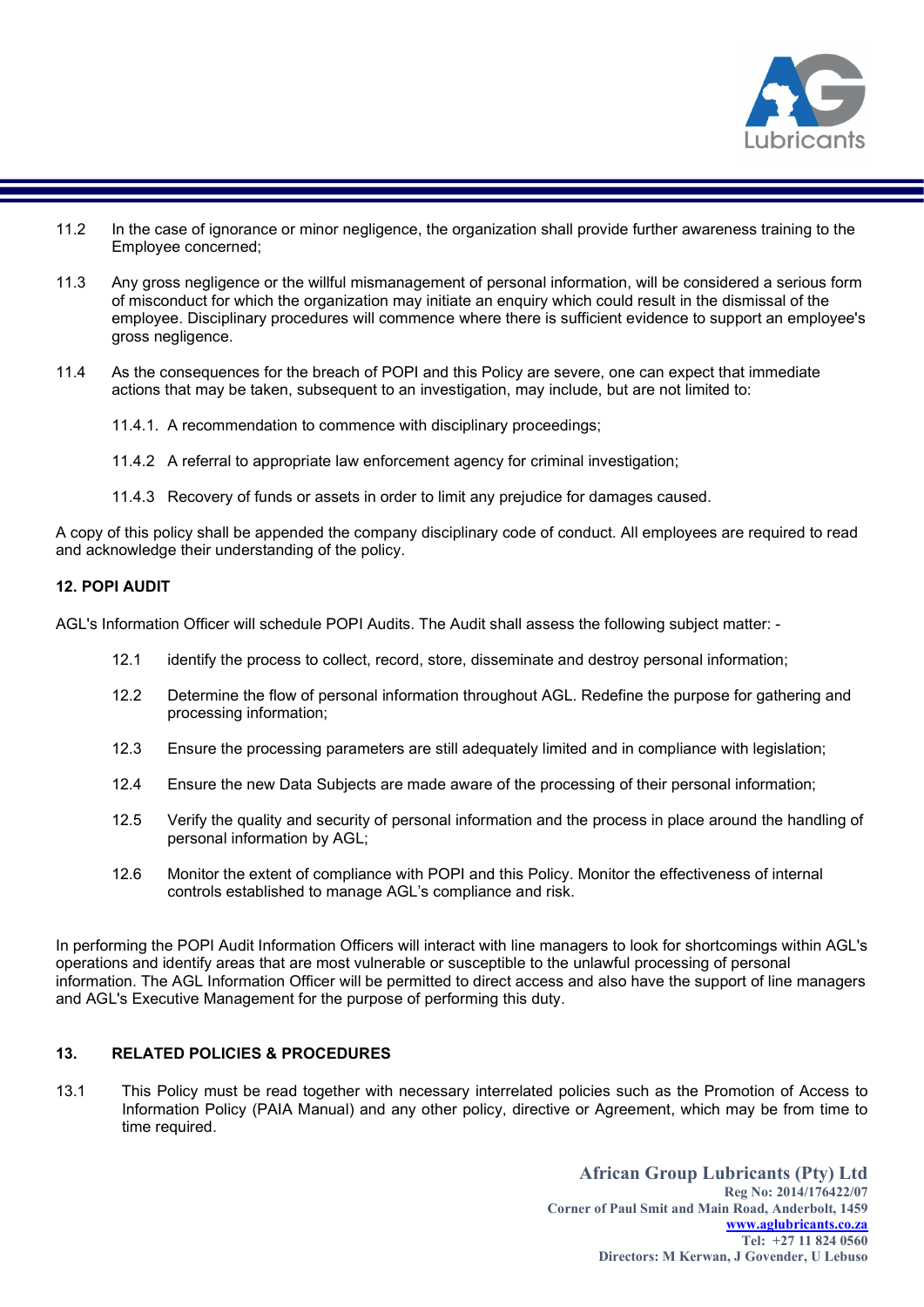11.2 In the case of ignorance or minor negligence, the organization shall provide further awareness training to the Employee concerned;

11.3 Any gross negligence or the willful mismanagement of personal information, will be considered a serious form of misconduct for which the organization may initiate an enquiry which could result in the dismissal of the employee. Disciplinary procedures will commence where there is sufficient evidence to support an employee's gross negligence.

11.4 As the consequences for the breach of POPI and this Policy are severe, one can expect that immediate actions that may be taken, subsequent to an investigation, may include, but are not limited to:

11.4.1. A recommendation to commence with disciplinary proceedings;

11.4.2 A referral to appropriate law enforcement agency for criminal investigation;

11.4.3 Recovery of funds or assets in order to limit any prejudice for damages caused.

A copy of this policy shall be appended the company disciplinary code of conduct. All employees are required to read and acknowledge their understanding of the policy.

## 12. POPI AUDIT

AGL's Information Officer will schedule POPI Audits. The Audit shall assess the following subject matter: -

12.1 identify the process to collect, record, store, disseminate and destroy personal information;

12.2 Determine the flow of personal information throughout AGL. Redefine the purpose for gathering and processing information;

12.3 Ensure the processing parameters are still adequately limited and in compliance with legislation;

12.4 Ensure the new Data Subjects are made aware of the processing of their personal information;

12.5 Verify the quality and security of personal information and the process in place around the handling of personal information by AGL;

12.6 Monitor the extent of compliance with POPI and this Policy. Monitor the effectiveness of internal controls established to manage AGL's compliance and risk.

In performing the POPI Audit Information Officers will interact with line managers to look for shortcomings within AGL's operations and identify areas that are most vulnerable or susceptible to the unlawful processing of personal information. The AGL Information Officer will be permitted to direct access and also have the support of line managers and AGL's Executive Management for the purpose of performing this duty.

## 13. RELATED POLICIES & PROCEDURES

13.1 This Policy must be read together with necessary interrelated policies such as the Promotion of Access to Information Policy (PAIA Manual) and any other policy, directive or Agreement, which may be from time to time required.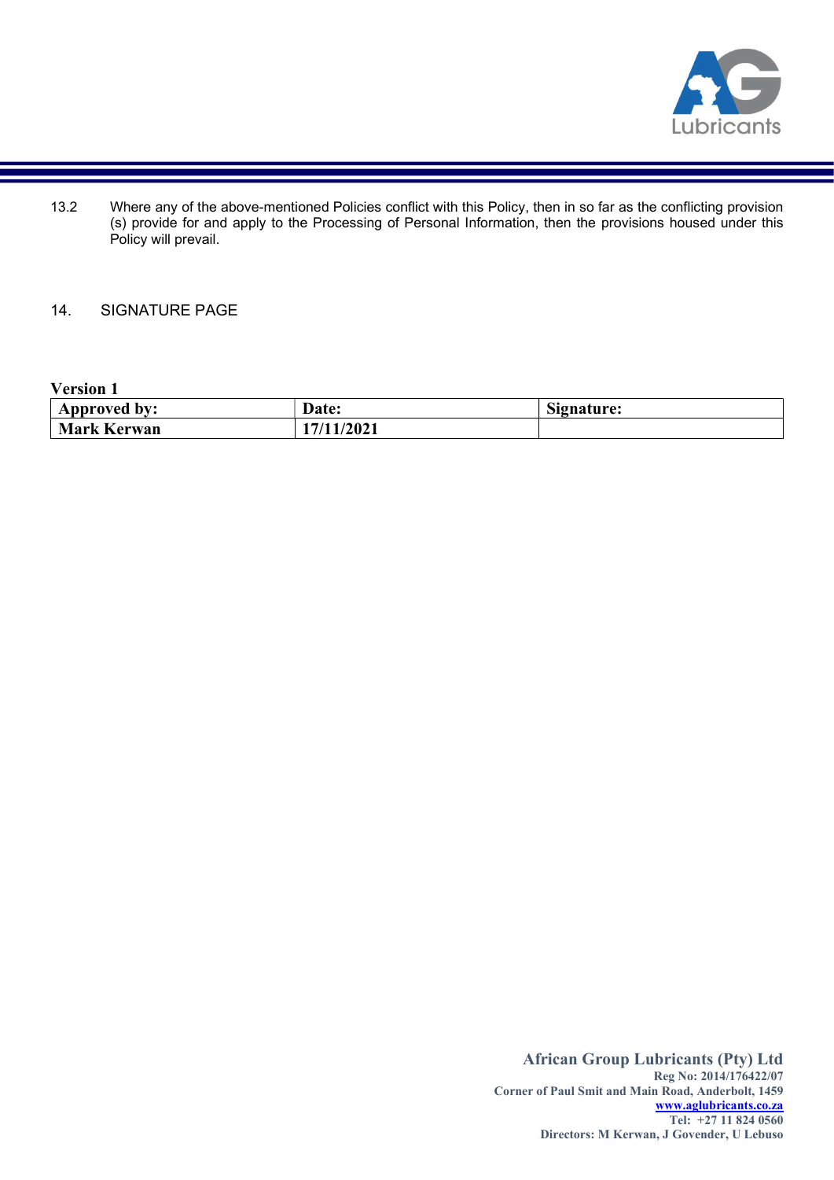13.2 Where any of the above-mentioned Policies conflict with this Policy, then in so far as the conflicting provision (s) provide for and apply to the Processing of Personal Information, then the provisions housed under this Policy will prevail.

## 14. SIGNATURE PAGE

**Version 1**

| **Approved by:** | **Date:** | **Signature:** |
|---|---|---|
| **Mark Kerwan** | **17/11/2021** | |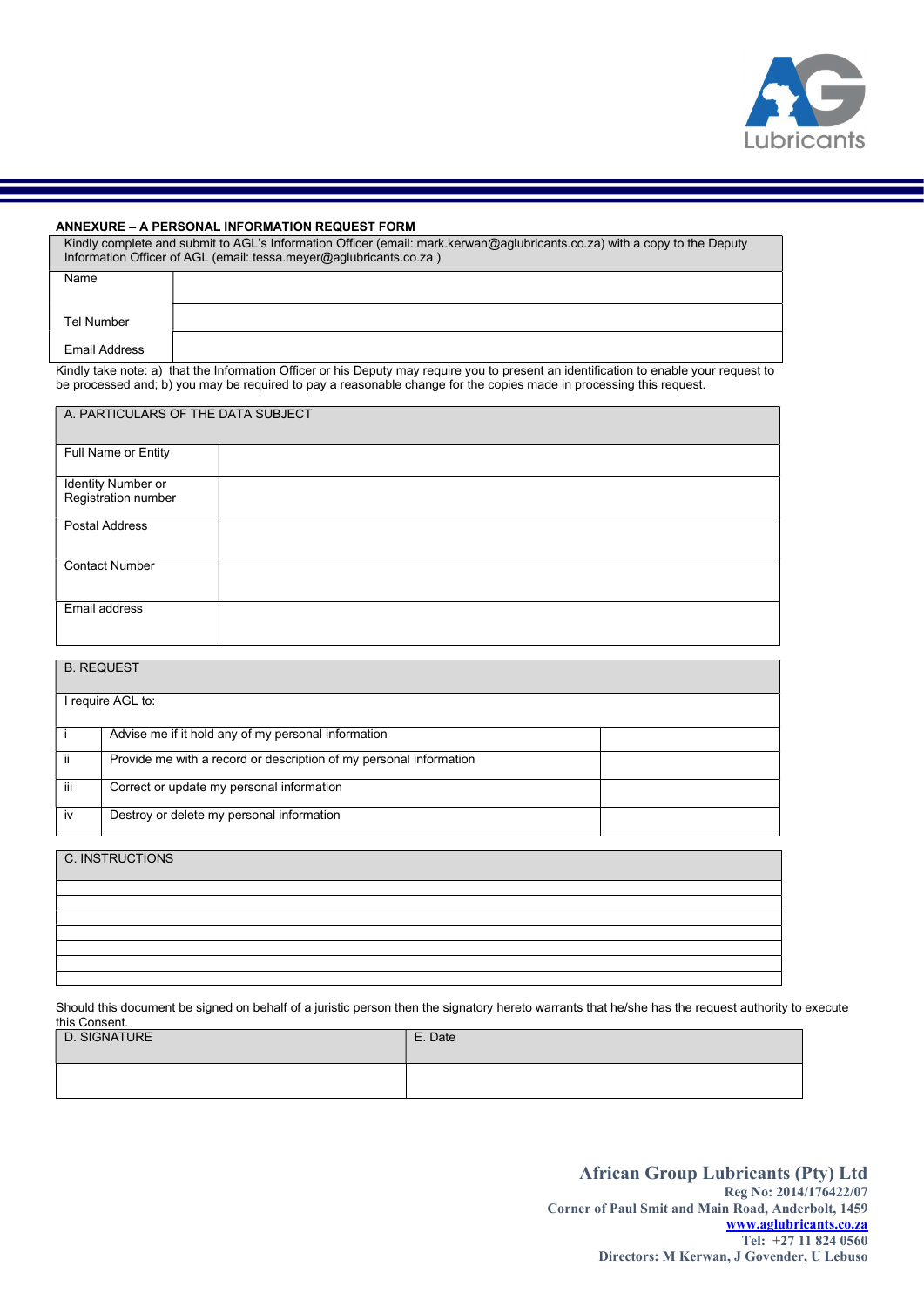**ANNEXURE – A PERSONAL INFORMATION REQUEST FORM**

| Kindly complete and submit to AGL's Information Officer (email: mark.kerwan@aglubricants.co.za) with a copy to the Deputy Information Officer of AGL (email: tessa.meyer@aglubricants.co.za ) | |
|---|---|
| Name | |
| Tel Number | |
| Email Address | |

Kindly take note: a) that the Information Officer or his Deputy may require you to present an identification to enable your request to be processed and; b) you may be required to pay a reasonable change for the copies made in processing this request.

| A. PARTICULARS OF THE DATA SUBJECT | |
|---|---|
| Full Name or Entity | |
| Identity Number or Registration number | |
| Postal Address | |
| Contact Number | |
| Email address | |

| B. REQUEST | | |
|---|---|---|
| I require AGL to: | | |
| i | Advise me if it hold any of my personal information | |
| ii | Provide me with a record or description of my personal information | |
| iii | Correct or update my personal information | |
| iv | Destroy or delete my personal information | |

| C. INSTRUCTIONS |
|---|
| |
| |
| |
| |
| |
| |
| |

Should this document be signed on behalf of a juristic person then the signatory hereto warrants that he/she has the request authority to execute this Consent.

| D. SIGNATURE | E. Date |
|---|---|
| | |

**African Group Lubricants (Pty) Ltd**
**Reg No: 2014/176422/07**
**Corner of Paul Smit and Main Road, Anderbolt, 1459**
**www.aglubricants.co.za**
**Tel: +27 11 824 0560**
**Directors: M Kerwan, J Govender, U Lebuso**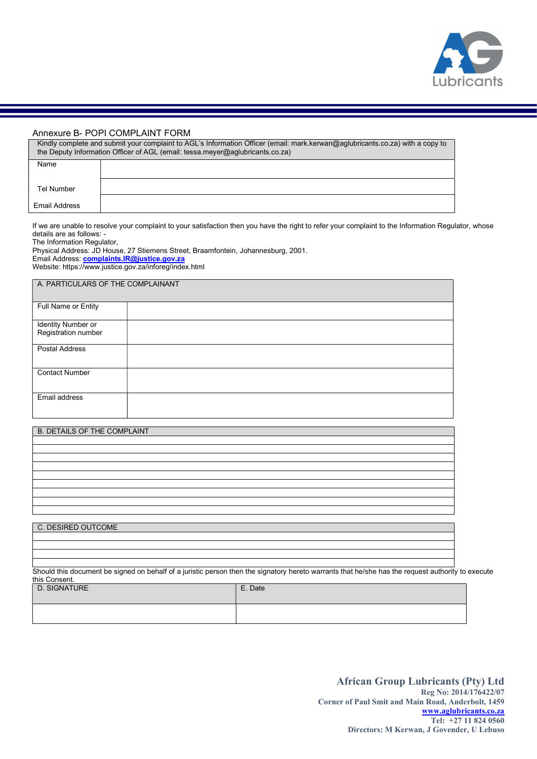## Annexure B- POPI COMPLAINT FORM

| Kindly complete and submit your complaint to AGL's Information Officer (email: mark.kerwan@aglubricants.co.za) with a copy to the Deputy Information Officer of AGL (email: tessa.meyer@aglubricants.co.za) | |
|---|---|
| Name | |
| Tel Number | |
| Email Address | |

If we are unable to resolve your complaint to your satisfaction then you have the right to refer your complaint to the Information Regulator, whose details are as follows: -
The Information Regulator,
Physical Address: JD House, 27 Stiemens Street, Braamfontein, Johannesburg, 2001.
Email Address: **complaints.IR@justice.gov.za**
Website: https://www.justice.gov.za/inforeg/index.html

| A. PARTICULARS OF THE COMPLAINANT | |
|---|---|
| Full Name or Entity | |
| Identity Number or Registration number | |
| Postal Address | |
| Contact Number | |
| Email address | |

| B. DETAILS OF THE COMPLAINT |
|---|
| |
| |
| |
| |
| |
| |
| |
| |
| |

| C. DESIRED OUTCOME |
|---|
| |
| |
| |
| |

Should this document be signed on behalf of a juristic person then the signatory hereto warrants that he/she has the request authority to execute this Consent.

| D. SIGNATURE | E. Date |
|---|---|
| | |

**African Group Lubricants (Pty) Ltd**
**Reg No: 2014/176422/07**
**Corner of Paul Smit and Main Road, Anderbolt, 1459**
**www.aglubricants.co.za**
**Tel: +27 11 824 0560**
**Directors: M Kerwan, J Govender, U Lebuso**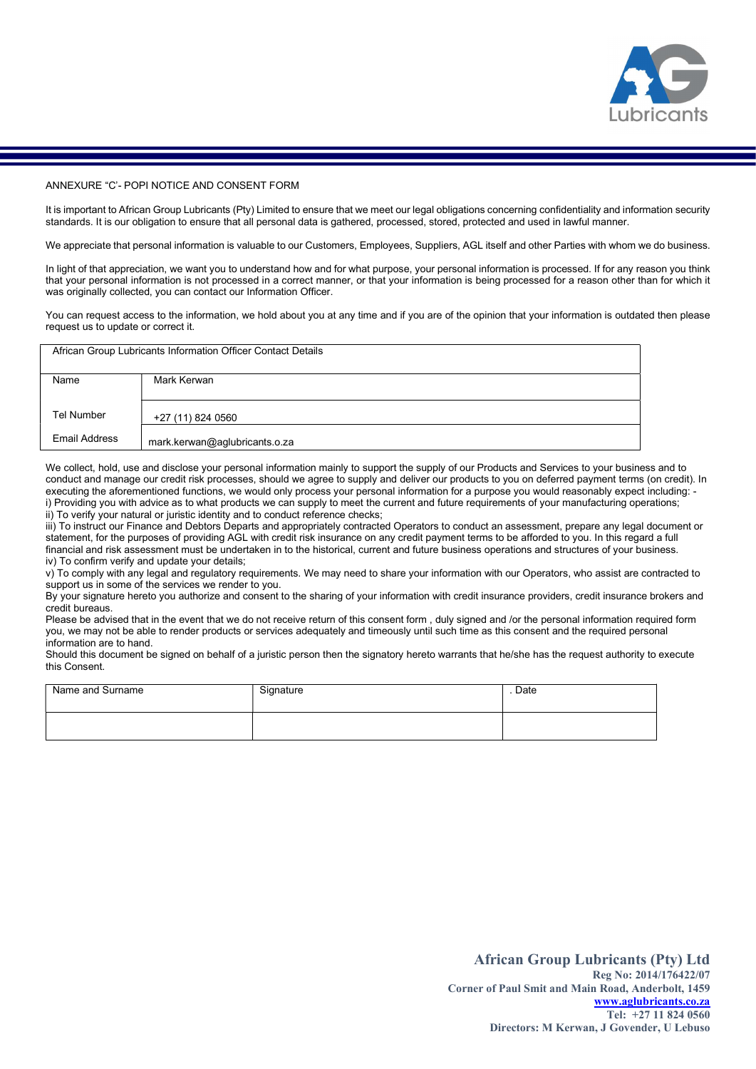ANNEXURE "C'- POPI NOTICE AND CONSENT FORM

It is important to African Group Lubricants (Pty) Limited to ensure that we meet our legal obligations concerning confidentiality and information security standards. It is our obligation to ensure that all personal data is gathered, processed, stored, protected and used in lawful manner.

We appreciate that personal information is valuable to our Customers, Employees, Suppliers, AGL itself and other Parties with whom we do business.

In light of that appreciation, we want you to understand how and for what purpose, your personal information is processed. If for any reason you think that your personal information is not processed in a correct manner, or that your information is being processed for a reason other than for which it was originally collected, you can contact our Information Officer.

You can request access to the information, we hold about you at any time and if you are of the opinion that your information is outdated then please request us to update or correct it.

| African Group Lubricants Information Officer Contact Details | |
|---|---|
| Name | Mark Kerwan |
| Tel Number | +27 (11) 824 0560 |
| Email Address | mark.kerwan@aglubricants.o.za |

We collect, hold, use and disclose your personal information mainly to support the supply of our Products and Services to your business and to conduct and manage our credit risk processes, should we agree to supply and deliver our products to you on deferred payment terms (on credit). In executing the aforementioned functions, we would only process your personal information for a purpose you would reasonably expect including: -
i) Providing you with advice as to what products we can supply to meet the current and future requirements of your manufacturing operations;
ii) To verify your natural or juristic identity and to conduct reference checks;
iii) To instruct our Finance and Debtors Departs and appropriately contracted Operators to conduct an assessment, prepare any legal document or statement, for the purposes of providing AGL with credit risk insurance on any credit payment terms to be afforded to you. In this regard a full financial and risk assessment must be undertaken in to the historical, current and future business operations and structures of your business.
iv) To confirm verify and update your details;
v) To comply with any legal and regulatory requirements. We may need to share your information with our Operators, who assist are contracted to support us in some of the services we render to you.
By your signature hereto you authorize and consent to the sharing of your information with credit insurance providers, credit insurance brokers and credit bureaus.
Please be advised that in the event that we do not receive return of this consent form , duly signed and /or the personal information required form you, we may not be able to render products or services adequately and timeously until such time as this consent and the required personal information are to hand.
Should this document be signed on behalf of a juristic person then the signatory hereto warrants that he/she has the request authority to execute this Consent.

| Name and Surname | Signature | . Date |
|---|---|---|
| | | |

**African Group Lubricants (Pty) Ltd**
**Reg No: 2014/176422/07**
**Corner of Paul Smit and Main Road, Anderbolt, 1459**
**www.aglubricants.co.za**
**Tel: +27 11 824 0560**
**Directors: M Kerwan, J Govender, U Lebuso**